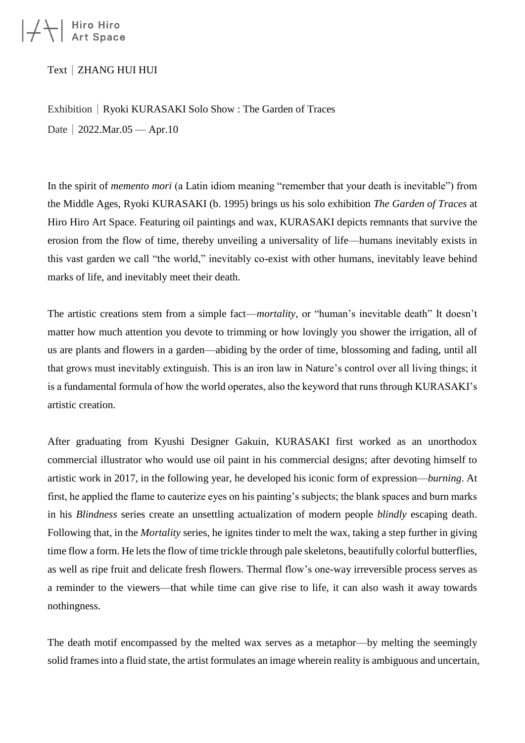Text｜ZHANG HUI HUI

Exhibition｜Ryoki KURASAKI Solo Show : The Garden of Traces

Date｜2022.Mar.05 — Apr.10

In the spirit of *memento mori* (a Latin idiom meaning "remember that your death is inevitable") from the Middle Ages, Ryoki KURASAKI (b. 1995) brings us his solo exhibition *The Garden of Traces* at Hiro Hiro Art Space. Featuring oil paintings and wax, KURASAKI depicts remnants that survive the erosion from the flow of time, thereby unveiling a universality of life—humans inevitably exists in this vast garden we call "the world," inevitably co-exist with other humans, inevitably leave behind marks of life, and inevitably meet their death.

The artistic creations stem from a simple fact—*mortality*, or "human's inevitable death" It doesn't matter how much attention you devote to trimming or how lovingly you shower the irrigation, all of us are plants and flowers in a garden—abiding by the order of time, blossoming and fading, until all that grows must inevitably extinguish. This is an iron law in Nature's control over all living things; it is a fundamental formula of how the world operates, also the keyword that runs through KURASAKI's artistic creation.

After graduating from Kyushi Designer Gakuin, KURASAKI first worked as an unorthodox commercial illustrator who would use oil paint in his commercial designs; after devoting himself to artistic work in 2017, in the following year, he developed his iconic form of expression—*burning*. At first, he applied the flame to cauterize eyes on his painting's subjects; the blank spaces and burn marks in his *Blindness* series create an unsettling actualization of modern people *blindly* escaping death. Following that, in the *Mortality* series, he ignites tinder to melt the wax, taking a step further in giving time flow a form. He lets the flow of time trickle through pale skeletons, beautifully colorful butterflies, as well as ripe fruit and delicate fresh flowers. Thermal flow's one-way irreversible process serves as a reminder to the viewers—that while time can give rise to life, it can also wash it away towards nothingness.

The death motif encompassed by the melted wax serves as a metaphor—by melting the seemingly solid frames into a fluid state, the artist formulates an image wherein reality is ambiguous and uncertain,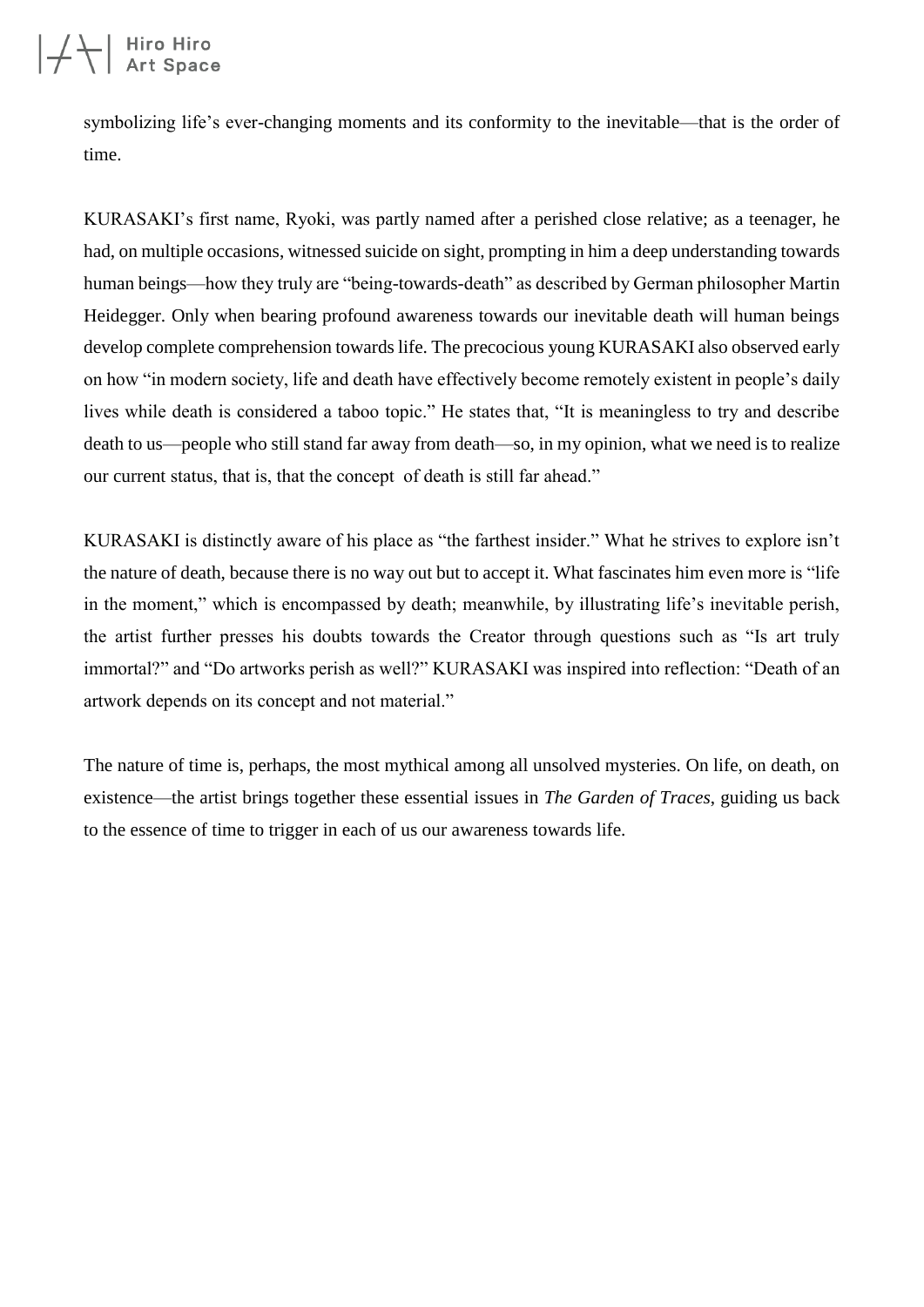symbolizing life's ever-changing moments and its conformity to the inevitable—that is the order of time.

KURASAKI's first name, Ryoki, was partly named after a perished close relative; as a teenager, he had, on multiple occasions, witnessed suicide on sight, prompting in him a deep understanding towards human beings—how they truly are "being-towards-death" as described by German philosopher Martin Heidegger. Only when bearing profound awareness towards our inevitable death will human beings develop complete comprehension towards life. The precocious young KURASAKI also observed early on how "in modern society, life and death have effectively become remotely existent in people's daily lives while death is considered a taboo topic." He states that, "It is meaningless to try and describe death to us—people who still stand far away from death—so, in my opinion, what we need is to realize our current status, that is, that the concept of death is still far ahead."

KURASAKI is distinctly aware of his place as "the farthest insider." What he strives to explore isn't the nature of death, because there is no way out but to accept it. What fascinates him even more is "life in the moment," which is encompassed by death; meanwhile, by illustrating life's inevitable perish, the artist further presses his doubts towards the Creator through questions such as "Is art truly immortal?" and "Do artworks perish as well?" KURASAKI was inspired into reflection: "Death of an artwork depends on its concept and not material."

The nature of time is, perhaps, the most mythical among all unsolved mysteries. On life, on death, on existence—the artist brings together these essential issues in *The Garden of Traces*, guiding us back to the essence of time to trigger in each of us our awareness towards life.